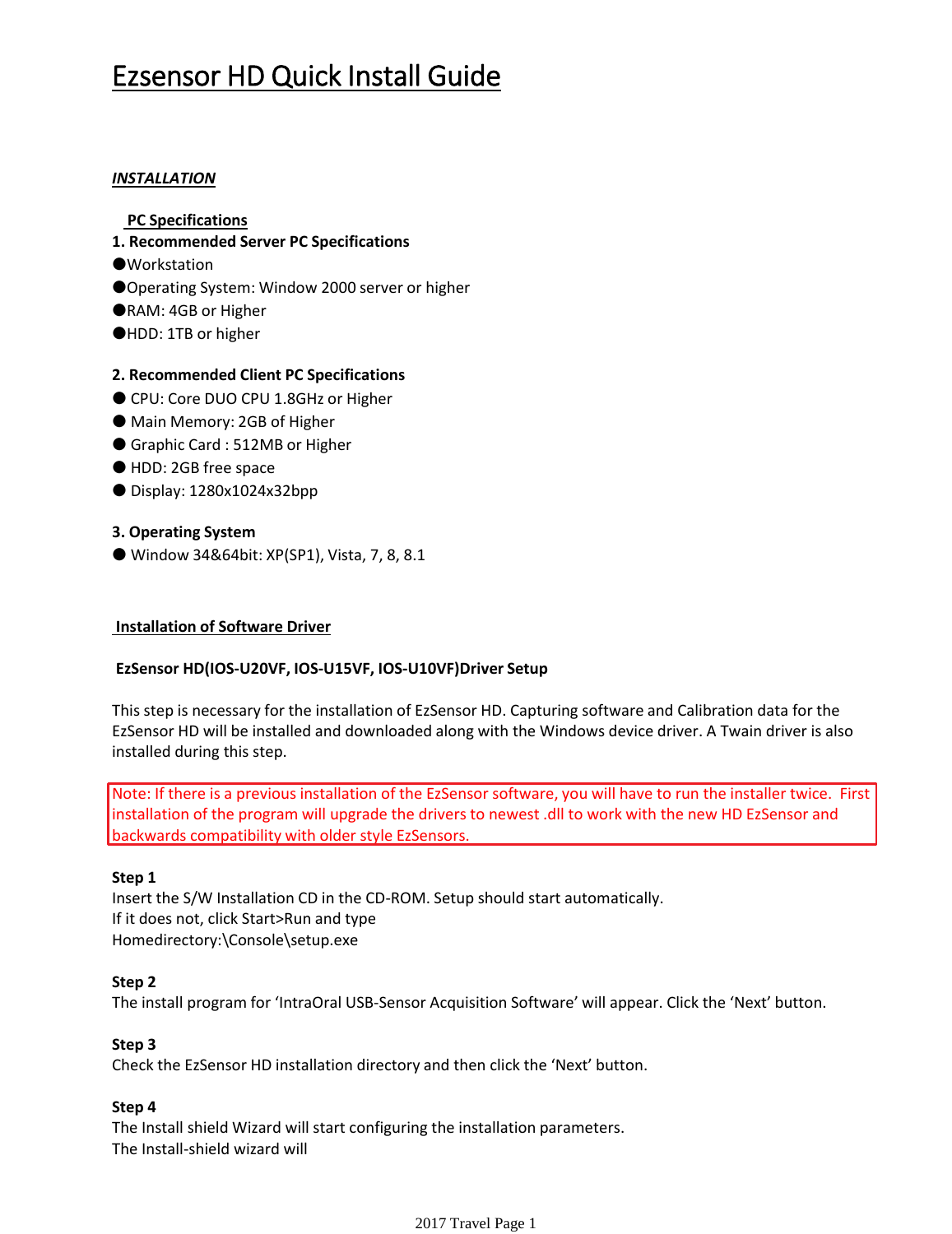# Ezsensor HD Quick Install Guide

***INSTALLATION***

## PC Specifications

**1. Recommended Server PC Specifications**

- Workstation
- Operating System: Window 2000 server or higher
- RAM: 4GB or Higher
- HDD: 1TB or higher

**2. Recommended Client PC Specifications**

- CPU: Core DUO CPU 1.8GHz or Higher
- Main Memory: 2GB of Higher
- Graphic Card : 512MB or Higher
- HDD: 2GB free space
- Display: 1280x1024x32bpp

**3. Operating System**

- Window 34&64bit: XP(SP1), Vista, 7, 8, 8.1

## Installation of Software Driver

**EzSensor HD(IOS-U20VF, IOS-U15VF, IOS-U10VF)Driver Setup**

This step is necessary for the installation of EzSensor HD. Capturing software and Calibration data for the EzSensor HD will be installed and downloaded along with the Windows device driver. A Twain driver is also installed during this step.

> Note: If there is a previous installation of the EzSensor software, you will have to run the installer twice. First installation of the program will upgrade the drivers to newest .dll to work with the new HD EzSensor and backwards compatibility with older style EzSensors.

**Step 1**
Insert the S/W Installation CD in the CD-ROM. Setup should start automatically.
If it does not, click Start>Run and type
Homedirectory:\Console\setup.exe

**Step 2**
The install program for 'IntraOral USB-Sensor Acquisition Software' will appear. Click the 'Next' button.

**Step 3**
Check the EzSensor HD installation directory and then click the 'Next' button.

**Step 4**
The Install shield Wizard will start configuring the installation parameters.
The Install-shield wizard will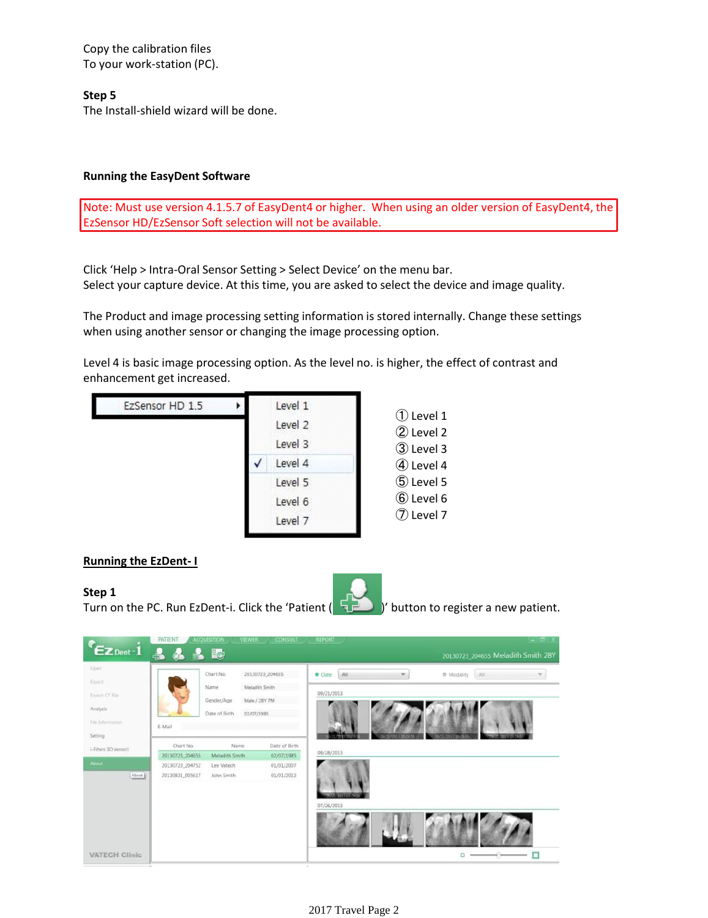Copy the calibration files
To your work-station (PC).

**Step 5**
The Install-shield wizard will be done.

**Running the EasyDent Software**

Note: Must use version 4.1.5.7 of EasyDent4 or higher. When using an older version of EasyDent4, the EzSensor HD/EzSensor Soft selection will not be available.

Click 'Help > Intra-Oral Sensor Setting > Select Device' on the menu bar.
Select your capture device. At this time, you are asked to select the device and image quality.

The Product and image processing setting information is stored internally. Change these settings when using another sensor or changing the image processing option.

Level 4 is basic image processing option. As the level no. is higher, the effect of contrast and enhancement get increased.

① Level 1
② Level 2
③ Level 3
④ Level 4
⑤ Level 5
⑥ Level 6
⑦ Level 7

**Running the EzDent- I**

**Step 1**
Turn on the PC. Run EzDent-i. Click the 'Patient ( )' button to register a new patient.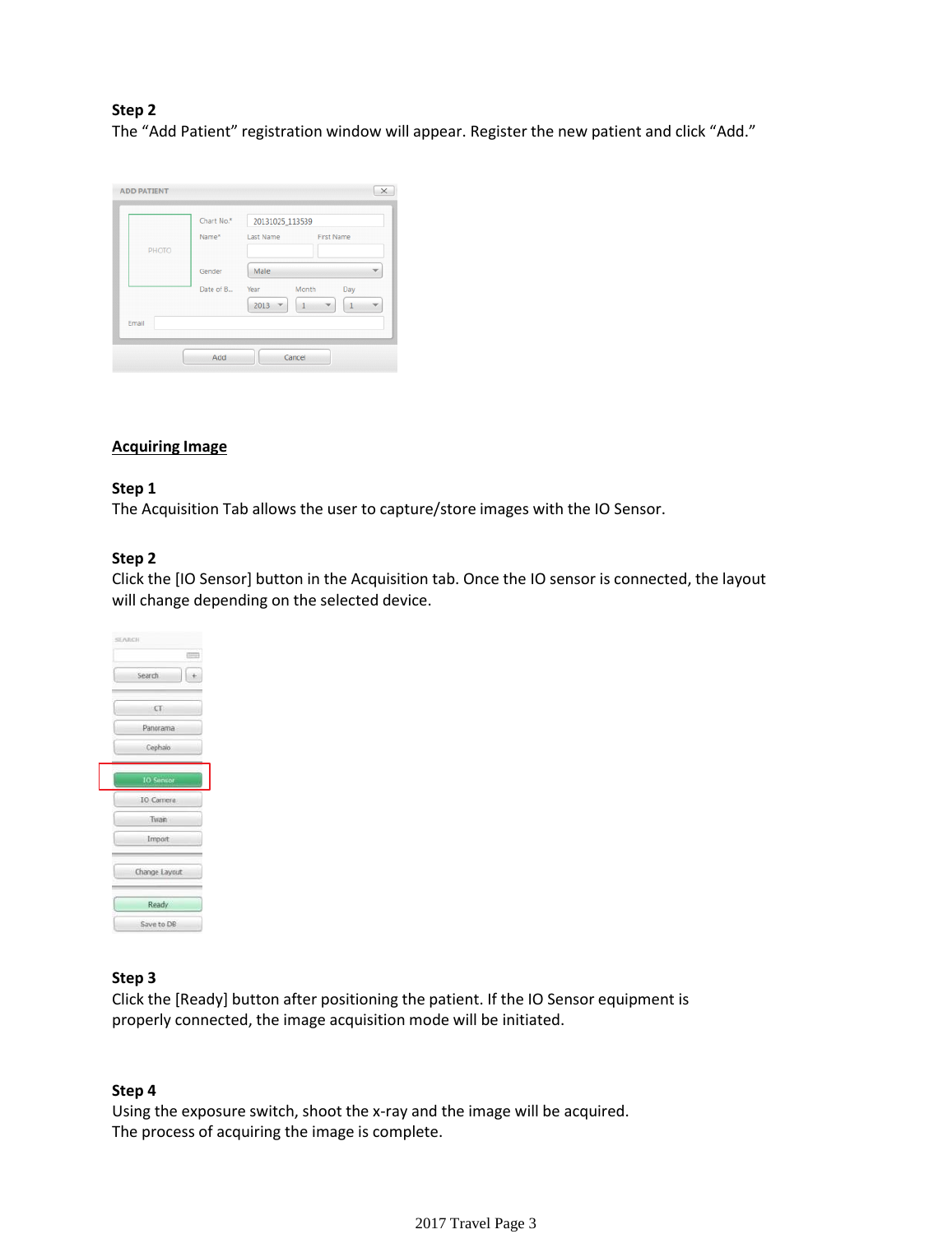**Step 2**

The “Add Patient” registration window will appear. Register the new patient and click “Add.”

## Acquiring Image

**Step 1**

The Acquisition Tab allows the user to capture/store images with the IO Sensor.

**Step 2**

Click the [IO Sensor] button in the Acquisition tab. Once the IO sensor is connected, the layout will change depending on the selected device.

**Step 3**

Click the [Ready] button after positioning the patient. If the IO Sensor equipment is properly connected, the image acquisition mode will be initiated.

**Step 4**

Using the exposure switch, shoot the x-ray and the image will be acquired.
The process of acquiring the image is complete.